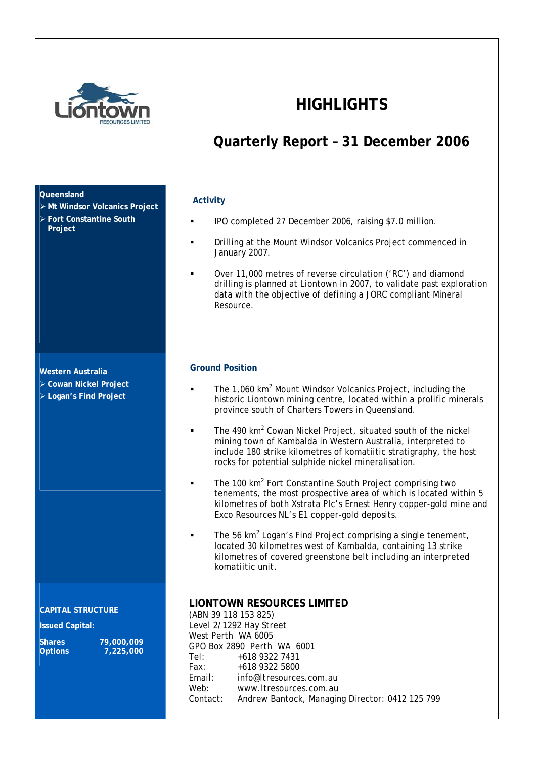# HIGHLIGHTS

## Quarterly Report – 31 December 2006

**Queensland**

- **Mt Windsor Volcanics Project**
- **Fort Constantine South Project**

### Activity

- IPO completed 27 December 2006, raising $7.0 million.
- Drilling at the Mount Windsor Volcanics Project commenced in January 2007.
- Over 11,000 metres of reverse circulation ('RC') and diamond drilling is planned at Liontown in 2007, to validate past exploration data with the objective of defining a JORC compliant Mineral Resource.

**Western Australia**

- **Cowan Nickel Project**
- **Logan's Find Project**

### Ground Position

- The 1,060 km$^2$ Mount Windsor Volcanics Project, including the historic Liontown mining centre, located within a prolific minerals province south of Charters Towers in Queensland.
- The 490 km$^2$ Cowan Nickel Project, situated south of the nickel mining town of Kambalda in Western Australia, interpreted to include 180 strike kilometres of komatiitic stratigraphy, the host rocks for potential sulphide nickel mineralisation.
- The 100 km$^2$ Fort Constantine South Project comprising two tenements, the most prospective area of which is located within 5 kilometres of both Xstrata Plc's Ernest Henry copper-gold mine and Exco Resources NL's E1 copper-gold deposits.
- The 56 km$^2$ Logan's Find Project comprising a single tenement, located 30 kilometres west of Kambalda, containing 13 strike kilometres of covered greenstone belt including an interpreted komatiitic unit.

**CAPITAL STRUCTURE**

**Issued Capital:**

| | |
|---|---|
| **Shares** | **79,000,009** |
| **Options** | **7,225,000** |

**LIONTOWN RESOURCES LIMITED**

(ABN 39 118 153 825)
Level 2/1292 Hay Street
West Perth WA 6005
GPO Box 2890 Perth WA 6001
Tel: +618 9322 7431
Fax: +618 9322 5800
Email: info@ltresources.com.au
Web: www.ltresources.com.au
Contact: Andrew Bantock, Managing Director: 0412 125 799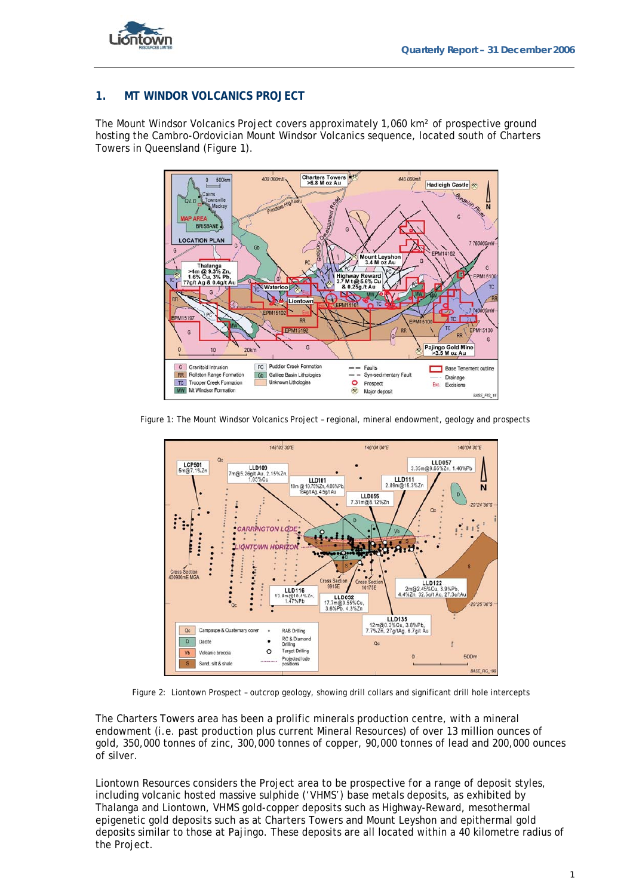## 1. MT WINDOR VOLCANICS PROJECT

The Mount Windsor Volcanics Project covers approximately 1,060 km² of prospective ground hosting the Cambro-Ordovician Mount Windsor Volcanics sequence, located south of Charters Towers in Queensland (Figure 1).

Figure 1: The Mount Windsor Volcanics Project – regional, mineral endowment, geology and prospects

Figure 2: Liontown Prospect – outcrop geology, showing drill collars and significant drill hole intercepts

The Charters Towers area has been a prolific minerals production centre, with a mineral endowment (i.e. past production plus current Mineral Resources) of over 13 million ounces of gold, 350,000 tonnes of zinc, 300,000 tonnes of copper, 90,000 tonnes of lead and 200,000 ounces of silver.

Liontown Resources considers the Project area to be prospective for a range of deposit styles, including volcanic hosted massive sulphide ('VHMS') base metals deposits, as exhibited by Thalanga and Liontown, VHMS gold-copper deposits such as Highway-Reward, mesothermal epigenetic gold deposits such as at Charters Towers and Mount Leyshon and epithermal gold deposits similar to those at Pajingo. These deposits are all located within a 40 kilometre radius of the Project.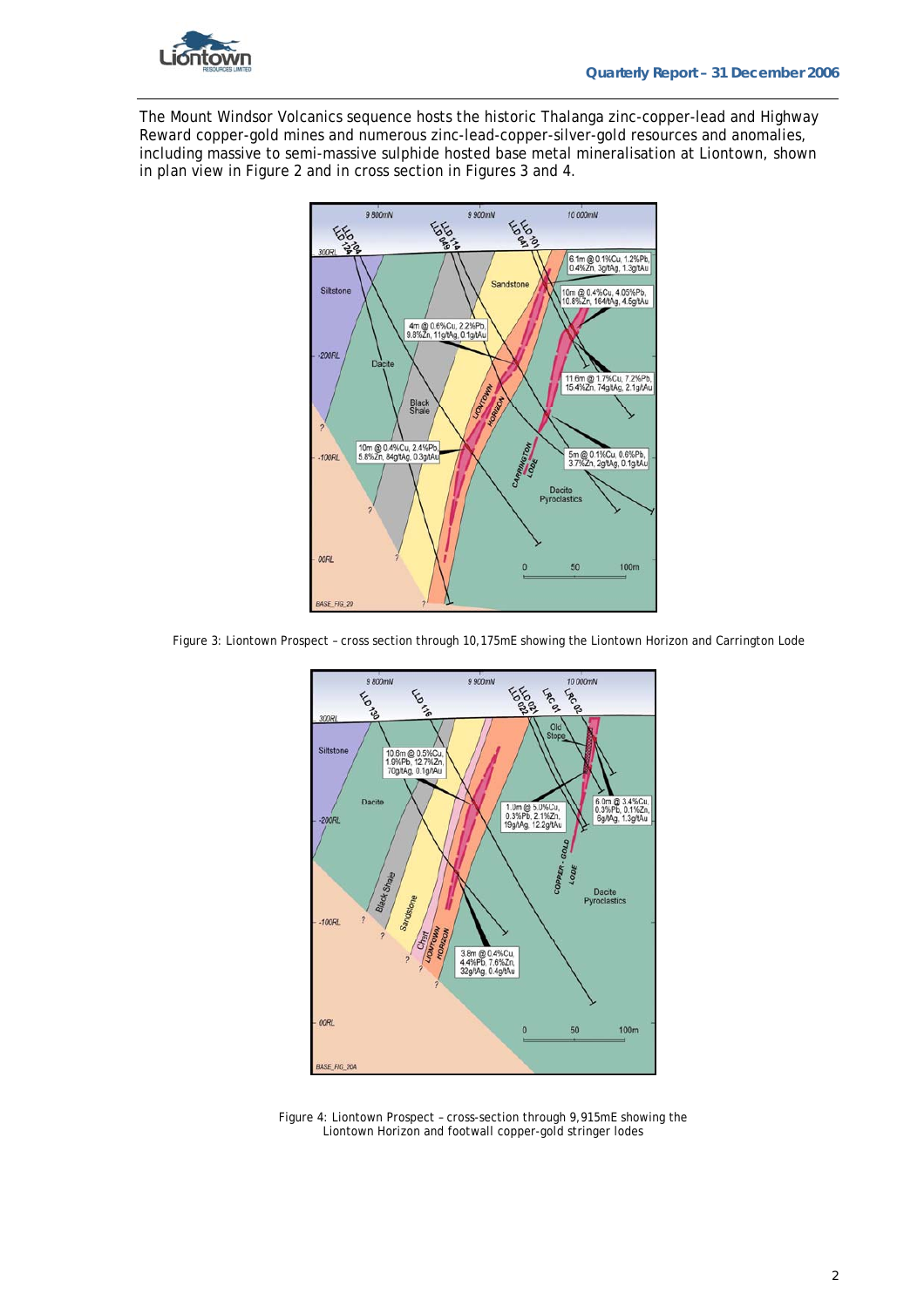The Mount Windsor Volcanics sequence hosts the historic Thalanga zinc-copper-lead and Highway Reward copper-gold mines and numerous zinc-lead-copper-silver-gold resources and anomalies, including massive to semi-massive sulphide hosted base metal mineralisation at Liontown, shown in plan view in Figure 2 and in cross section in Figures 3 and 4.

Figure 3: Liontown Prospect – cross section through 10,175mE showing the Liontown Horizon and Carrington Lode

Figure 4: Liontown Prospect – cross-section through 9,915mE showing the Liontown Horizon and footwall copper-gold stringer lodes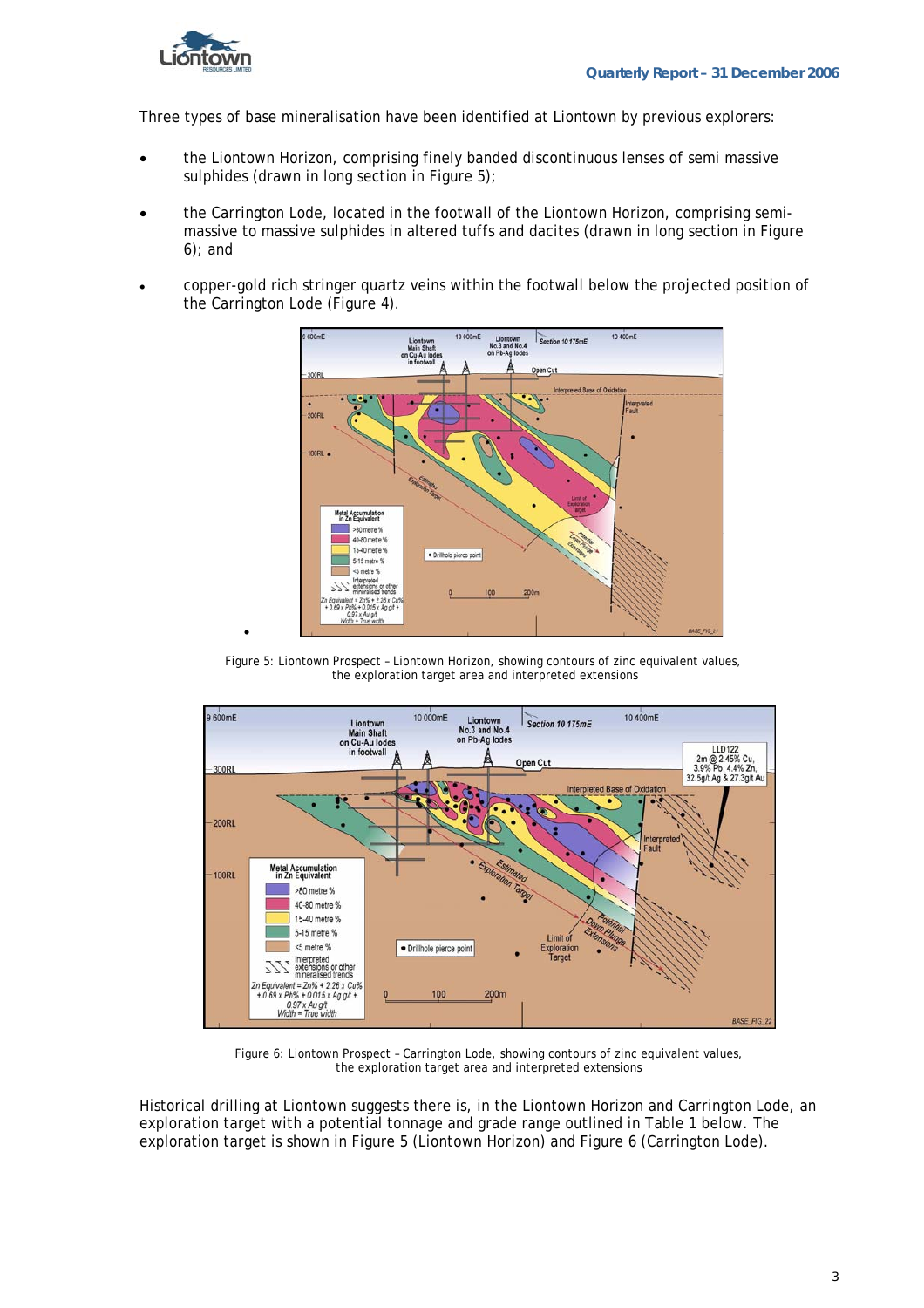Three types of base mineralisation have been identified at Liontown by previous explorers:

- the Liontown Horizon, comprising finely banded discontinuous lenses of semi massive sulphides (drawn in long section in Figure 5);
- the Carrington Lode, located in the footwall of the Liontown Horizon, comprising semi-massive to massive sulphides in altered tuffs and dacites (drawn in long section in Figure 6); and
- copper-gold rich stringer quartz veins within the footwall below the projected position of the Carrington Lode (Figure 4).

Figure 5: Liontown Prospect – Liontown Horizon, showing contours of zinc equivalent values, the exploration target area and interpreted extensions

Figure 6: Liontown Prospect – Carrington Lode, showing contours of zinc equivalent values, the exploration target area and interpreted extensions

Historical drilling at Liontown suggests there is, in the Liontown Horizon and Carrington Lode, an exploration target with a potential tonnage and grade range outlined in Table 1 below. The exploration target is shown in Figure 5 (Liontown Horizon) and Figure 6 (Carrington Lode).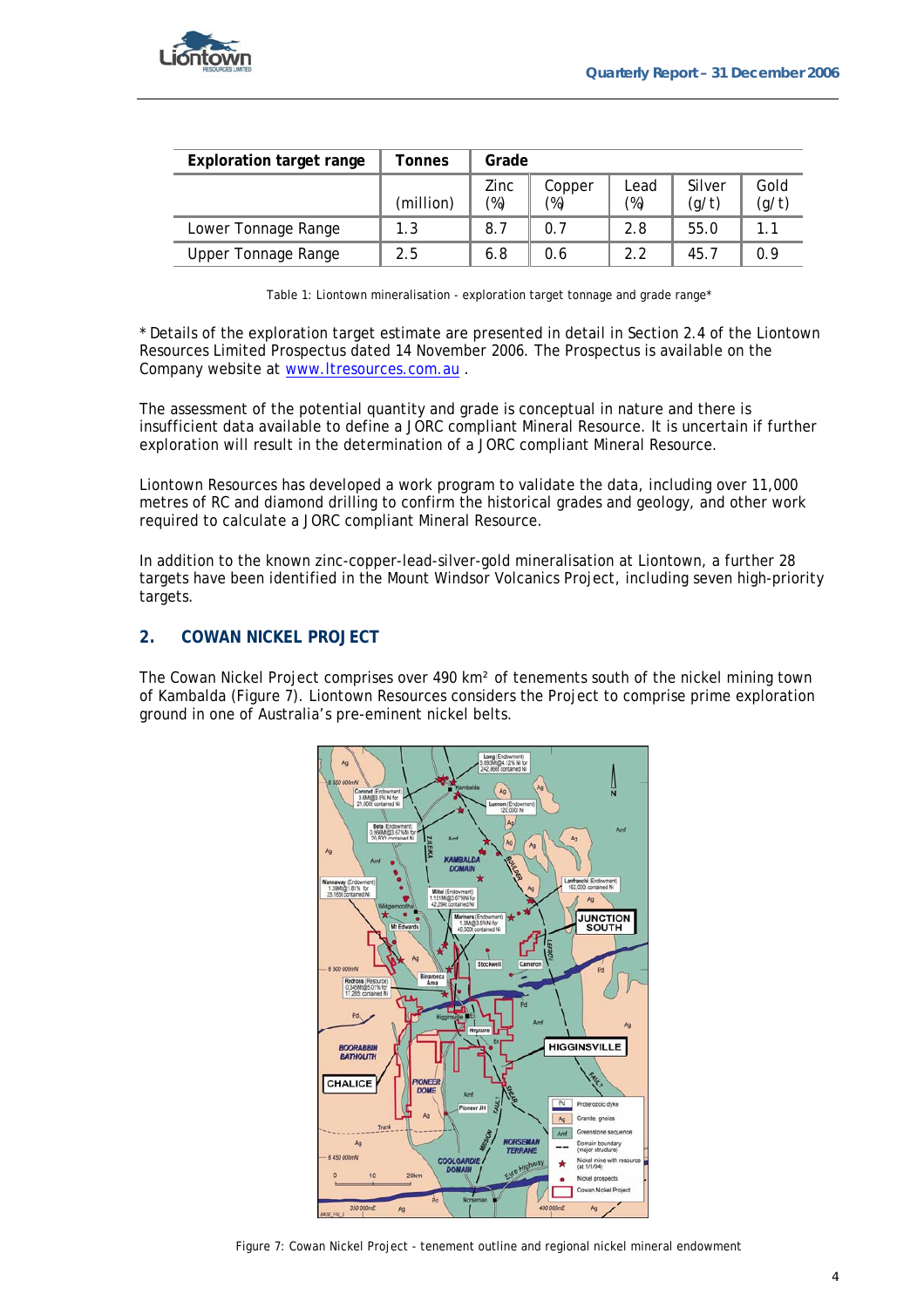| Exploration target range | Tonnes | Grade | | | | |
|---|---|---|---|---|---|---|
| | (million) | Zinc (%) | Copper (%) | Lead (%) | Silver (g/t) | Gold (g/t) |
| Lower Tonnage Range | 1.3 | 8.7 | 0.7 | 2.8 | 55.0 | 1.1 |
| Upper Tonnage Range | 2.5 | 6.8 | 0.6 | 2.2 | 45.7 | 0.9 |

Table 1: Liontown mineralisation - exploration target tonnage and grade range*

* Details of the exploration target estimate are presented in detail in Section 2.4 of the Liontown Resources Limited Prospectus dated 14 November 2006. The Prospectus is available on the Company website at www.ltresources.com.au .

The assessment of the potential quantity and grade is conceptual in nature and there is insufficient data available to define a JORC compliant Mineral Resource. It is uncertain if further exploration will result in the determination of a JORC compliant Mineral Resource.

Liontown Resources has developed a work program to validate the data, including over 11,000 metres of RC and diamond drilling to confirm the historical grades and geology, and other work required to calculate a JORC compliant Mineral Resource.

In addition to the known zinc-copper-lead-silver-gold mineralisation at Liontown, a further 28 targets have been identified in the Mount Windsor Volcanics Project, including seven high-priority targets.

## 2. COWAN NICKEL PROJECT

The Cowan Nickel Project comprises over 490 km² of tenements south of the nickel mining town of Kambalda (Figure 7). Liontown Resources considers the Project to comprise prime exploration ground in one of Australia's pre-eminent nickel belts.

Figure 7: Cowan Nickel Project - tenement outline and regional nickel mineral endowment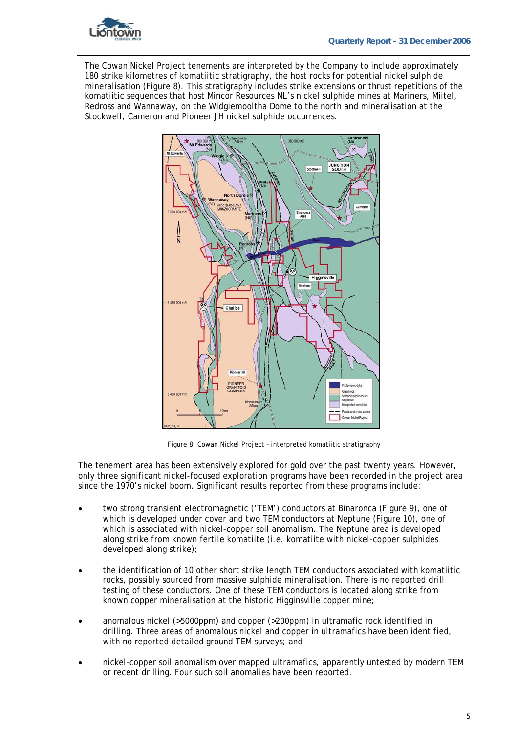The Cowan Nickel Project tenements are interpreted by the Company to include approximately 180 strike kilometres of komatiitic stratigraphy, the host rocks for potential nickel sulphide mineralisation (Figure 8). This stratigraphy includes strike extensions or thrust repetitions of the komatiitic sequences that host Mincor Resources NL's nickel sulphide mines at Mariners, Miitel, Redross and Wannaway, on the Widgiemooltha Dome to the north and mineralisation at the Stockwell, Cameron and Pioneer JH nickel sulphide occurrences.

Figure 8: Cowan Nickel Project – interpreted komatiitic stratigraphy

The tenement area has been extensively explored for gold over the past twenty years. However, only three significant nickel-focused exploration programs have been recorded in the project area since the 1970's nickel boom. Significant results reported from these programs include:

- two strong transient electromagnetic ('TEM') conductors at Binaronca (Figure 9), one of which is developed under cover and two TEM conductors at Neptune (Figure 10), one of which is associated with nickel-copper soil anomalism. The Neptune area is developed along strike from known fertile komatiite (i.e. komatiite with nickel-copper sulphides developed along strike);
- the identification of 10 other short strike length TEM conductors associated with komatiitic rocks, possibly sourced from massive sulphide mineralisation. There is no reported drill testing of these conductors. One of these TEM conductors is located along strike from known copper mineralisation at the historic Higginsville copper mine;
- anomalous nickel (>5000ppm) and copper (>200ppm) in ultramafic rock identified in drilling. Three areas of anomalous nickel and copper in ultramafics have been identified, with no reported detailed ground TEM surveys; and
- nickel-copper soil anomalism over mapped ultramafics, apparently untested by modern TEM or recent drilling. Four such soil anomalies have been reported.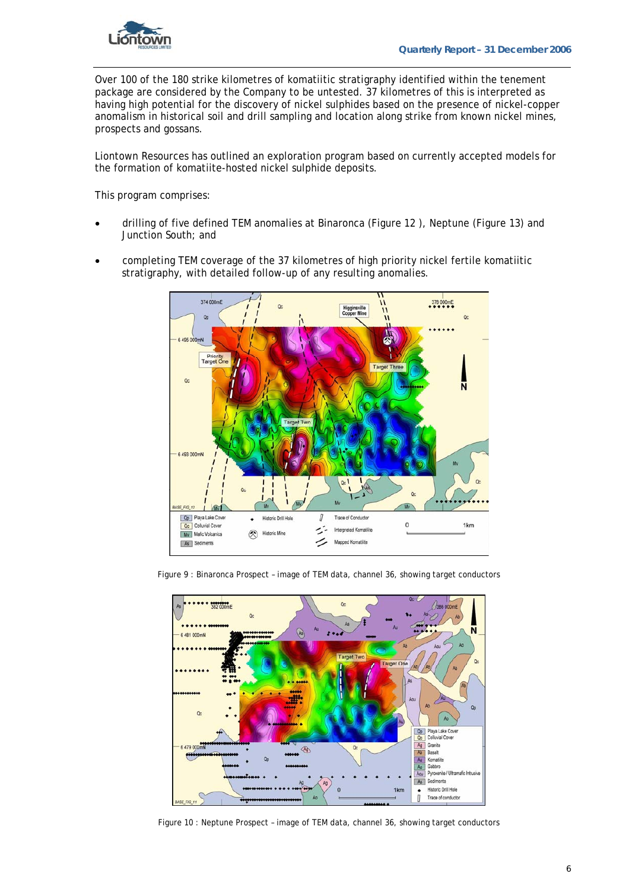Over 100 of the 180 strike kilometres of komatiitic stratigraphy identified within the tenement package are considered by the Company to be untested. 37 kilometres of this is interpreted as having high potential for the discovery of nickel sulphides based on the presence of nickel-copper anomalism in historical soil and drill sampling and location along strike from known nickel mines, prospects and gossans.

Liontown Resources has outlined an exploration program based on currently accepted models for the formation of komatiite-hosted nickel sulphide deposits.

This program comprises:

- drilling of five defined TEM anomalies at Binaronca (Figure 12 ), Neptune (Figure 13) and Junction South; and
- completing TEM coverage of the 37 kilometres of high priority nickel fertile komatiitic stratigraphy, with detailed follow-up of any resulting anomalies.

Figure 9 : Binaronca Prospect – image of TEM data, channel 36, showing target conductors

Figure 10 : Neptune Prospect – image of TEM data, channel 36, showing target conductors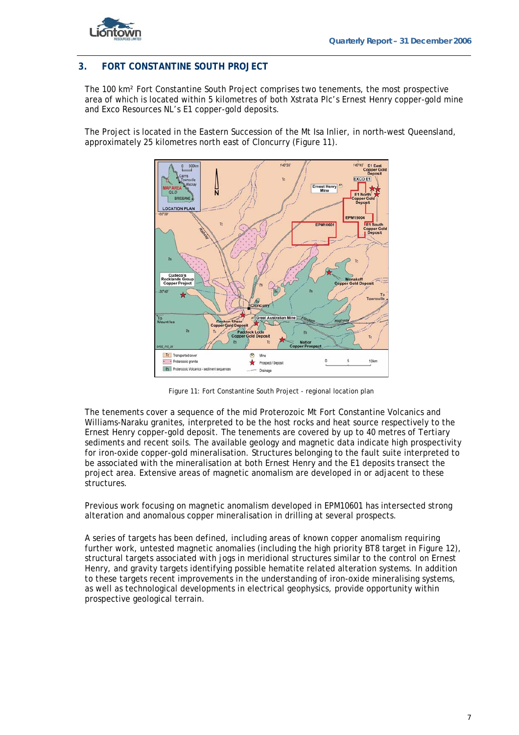## 3. FORT CONSTANTINE SOUTH PROJECT

The 100 km² Fort Constantine South Project comprises two tenements, the most prospective area of which is located within 5 kilometres of both Xstrata Plc's Ernest Henry copper-gold mine and Exco Resources NL's E1 copper-gold deposits.

The Project is located in the Eastern Succession of the Mt Isa Inlier, in north-west Queensland, approximately 25 kilometres north east of Cloncurry (Figure 11).

Figure 11: Fort Constantine South Project - regional location plan

The tenements cover a sequence of the mid Proterozoic Mt Fort Constantine Volcanics and Williams-Naraku granites, interpreted to be the host rocks and heat source respectively to the Ernest Henry copper-gold deposit. The tenements are covered by up to 40 metres of Tertiary sediments and recent soils. The available geology and magnetic data indicate high prospectivity for iron-oxide copper-gold mineralisation. Structures belonging to the fault suite interpreted to be associated with the mineralisation at both Ernest Henry and the E1 deposits transect the project area. Extensive areas of magnetic anomalism are developed in or adjacent to these structures.

Previous work focusing on magnetic anomalism developed in EPM10601 has intersected strong alteration and anomalous copper mineralisation in drilling at several prospects.

A series of targets has been defined, including areas of known copper anomalism requiring further work, untested magnetic anomalies (including the high priority BT8 target in Figure 12), structural targets associated with jogs in meridional structures similar to the control on Ernest Henry, and gravity targets identifying possible hematite related alteration systems. In addition to these targets recent improvements in the understanding of iron-oxide mineralising systems, as well as technological developments in electrical geophysics, provide opportunity within prospective geological terrain.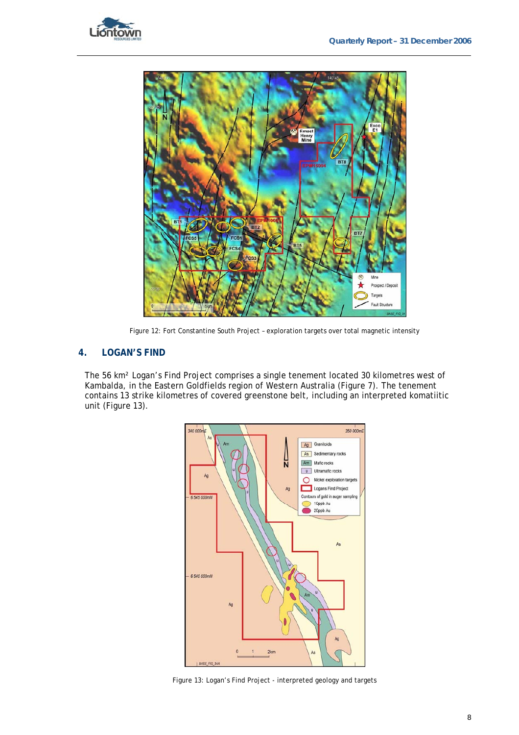Figure 12: Fort Constantine South Project – exploration targets over total magnetic intensity

## 4. LOGAN'S FIND

The 56 km² Logan's Find Project comprises a single tenement located 30 kilometres west of Kambalda, in the Eastern Goldfields region of Western Australia (Figure 7). The tenement contains 13 strike kilometres of covered greenstone belt, including an interpreted komatiitic unit (Figure 13).

Figure 13: Logan's Find Project - interpreted geology and targets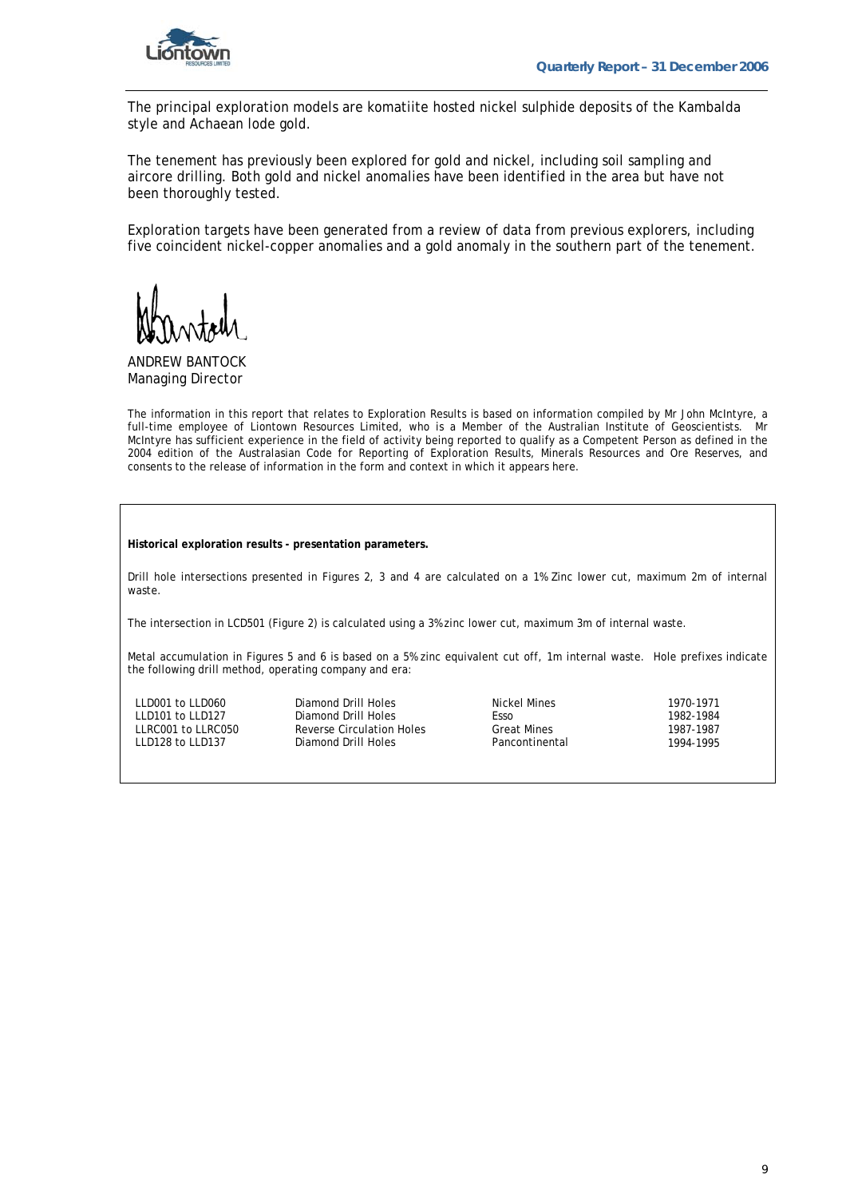The principal exploration models are komatiite hosted nickel sulphide deposits of the Kambalda style and Achaean lode gold.

The tenement has previously been explored for gold and nickel, including soil sampling and aircore drilling. Both gold and nickel anomalies have been identified in the area but have not been thoroughly tested.

Exploration targets have been generated from a review of data from previous explorers, including five coincident nickel-copper anomalies and a gold anomaly in the southern part of the tenement.

ANDREW BANTOCK
Managing Director

The information in this report that relates to Exploration Results is based on information compiled by Mr John McIntyre, a full-time employee of Liontown Resources Limited, who is a Member of the Australian Institute of Geoscientists. Mr McIntyre has sufficient experience in the field of activity being reported to qualify as a Competent Person as defined in the 2004 edition of the Australasian Code for Reporting of Exploration Results, Minerals Resources and Ore Reserves, and consents to the release of information in the form and context in which it appears here.

**Historical exploration results - presentation parameters.**

Drill hole intersections presented in Figures 2, 3 and 4 are calculated on a 1% Zinc lower cut, maximum 2m of internal waste.

The intersection in LCD501 (Figure 2) is calculated using a 3% zinc lower cut, maximum 3m of internal waste.

Metal accumulation in Figures 5 and 6 is based on a 5% zinc equivalent cut off, 1m internal waste. Hole prefixes indicate the following drill method, operating company and era:

| | | | |
|---|---|---|---|
| LLD001 to LLD060 | Diamond Drill Holes | Nickel Mines | 1970-1971 |
| LLD101 to LLD127 | Diamond Drill Holes | Esso | 1982-1984 |
| LLRC001 to LLRC050 | Reverse Circulation Holes | Great Mines | 1987-1987 |
| LLD128 to LLD137 | Diamond Drill Holes | Pancontinental | 1994-1995 |